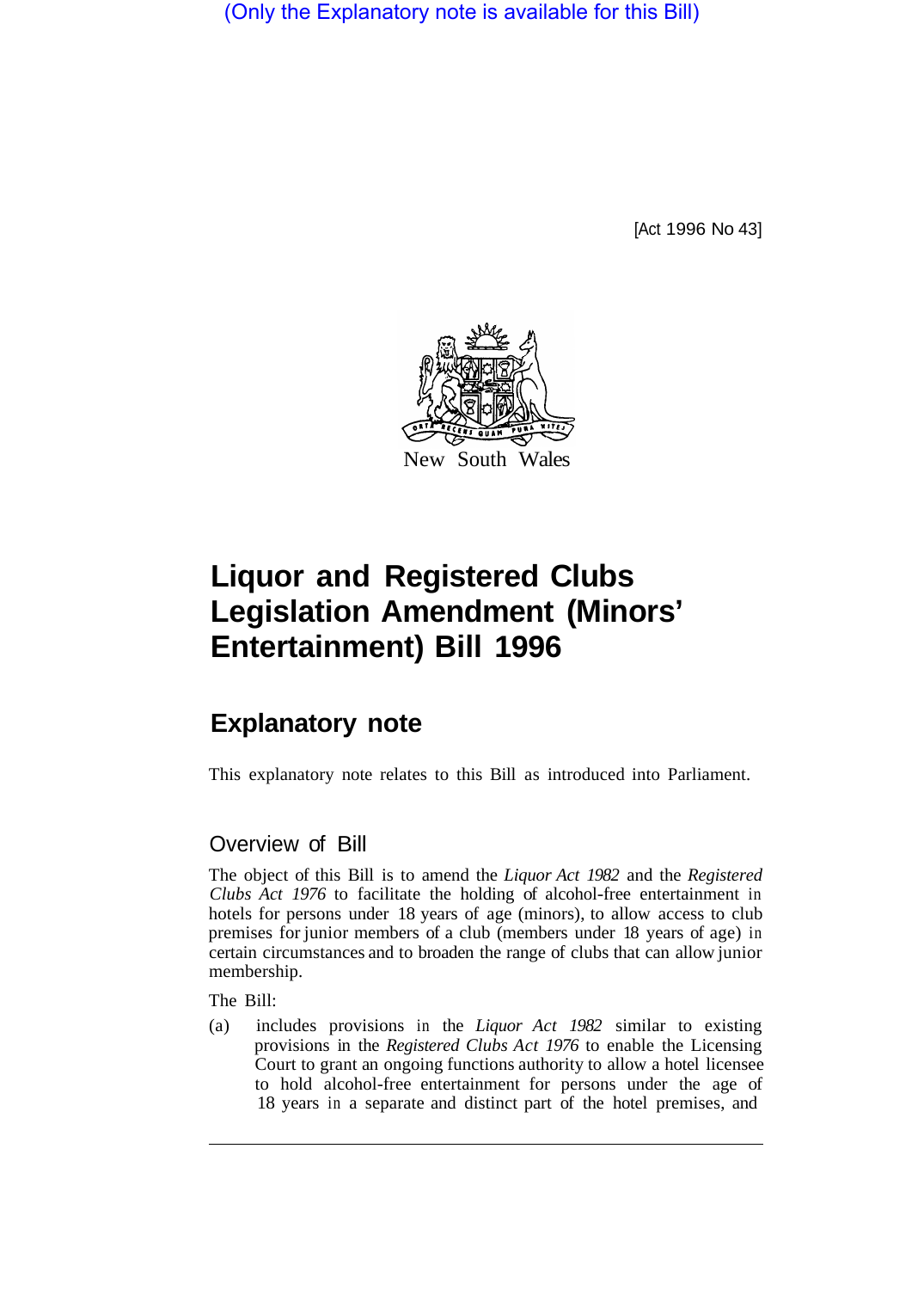(Only the Explanatory note is available for this Bill)

[Act 1996 No 43]

New South Wales

# Liquor and Registered Clubs Legislation Amendment (Minors' Entertainment) Bill 1996

## Explanatory note

This explanatory note relates to this Bill as introduced into Parliament.

### Overview of Bill

The object of this Bill is to amend the *Liquor Act 1982* and the *Registered Clubs Act 1976* to facilitate the holding of alcohol-free entertainment in hotels for persons under 18 years of age (minors), to allow access to club premises for junior members of a club (members under 18 years of age) in certain circumstances and to broaden the range of clubs that can allow junior membership.

The Bill:

(a) includes provisions in the *Liquor Act 1982* similar to existing provisions in the *Registered Clubs Act 1976* to enable the Licensing Court to grant an ongoing functions authority to allow a hotel licensee to hold alcohol-free entertainment for persons under the age of 18 years in a separate and distinct part of the hotel premises, and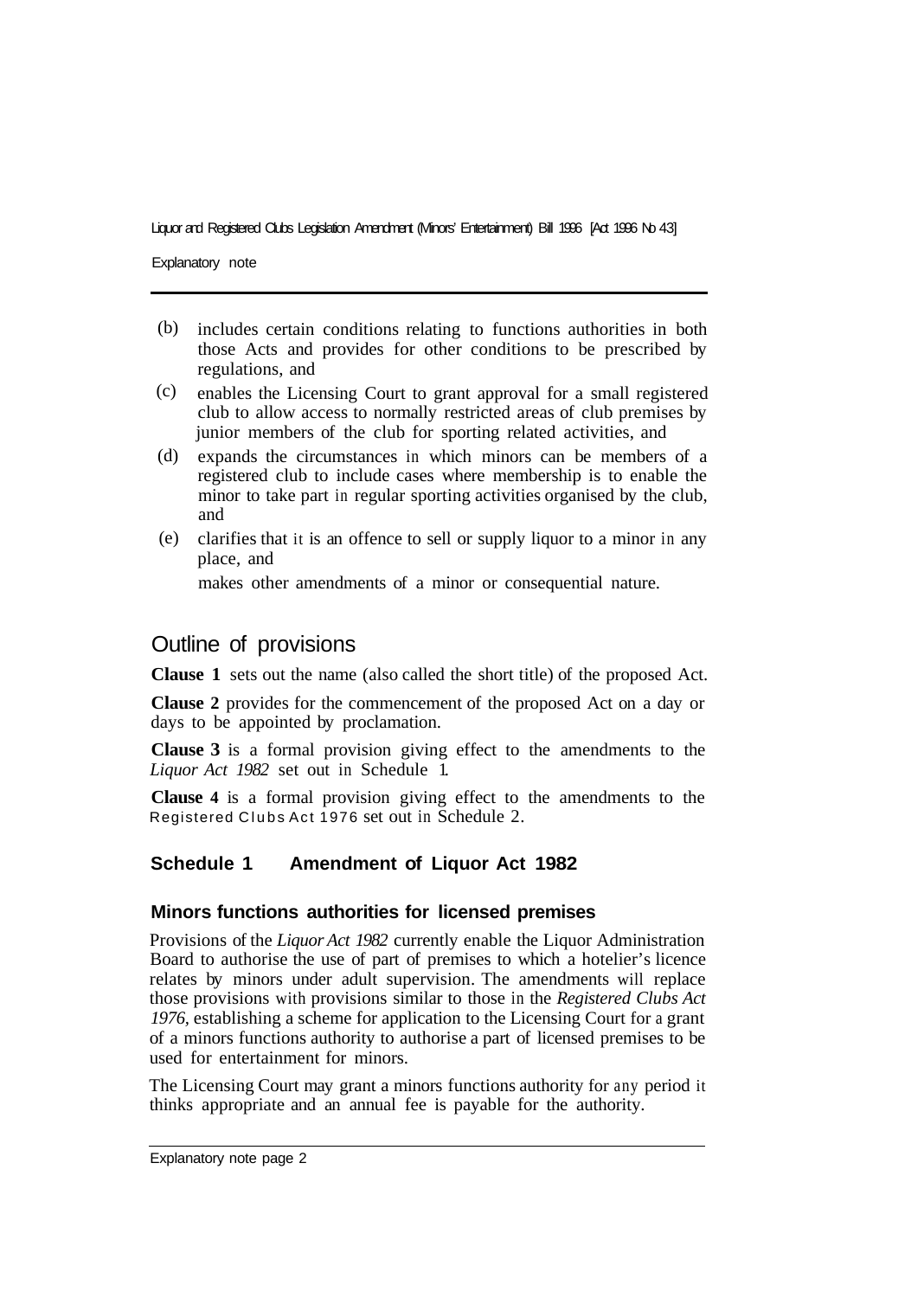(b) includes certain conditions relating to functions authorities in both those Acts and provides for other conditions to be prescribed by regulations, and

(c) enables the Licensing Court to grant approval for a small registered club to allow access to normally restricted areas of club premises by junior members of the club for sporting related activities, and

(d) expands the circumstances in which minors can be members of a registered club to include cases where membership is to enable the minor to take part in regular sporting activities organised by the club, and

(e) clarifies that it is an offence to sell or supply liquor to a minor in any place, and

makes other amendments of a minor or consequential nature.

## Outline of provisions

**Clause 1** sets out the name (also called the short title) of the proposed Act.

**Clause 2** provides for the commencement of the proposed Act on a day or days to be appointed by proclamation.

**Clause 3** is a formal provision giving effect to the amendments to the *Liquor Act 1982* set out in Schedule 1.

**Clause 4** is a formal provision giving effect to the amendments to the Registered Clubs Act 1976 set out in Schedule 2.

### Schedule 1 Amendment of Liquor Act 1982

#### Minors functions authorities for licensed premises

Provisions of the *Liquor Act 1982* currently enable the Liquor Administration Board to authorise the use of part of premises to which a hotelier's licence relates by minors under adult supervision. The amendments will replace those provisions with provisions similar to those in the *Registered Clubs Act 1976*, establishing a scheme for application to the Licensing Court for a grant of a minors functions authority to authorise a part of licensed premises to be used for entertainment for minors.

The Licensing Court may grant a minors functions authority for any period it thinks appropriate and an annual fee is payable for the authority.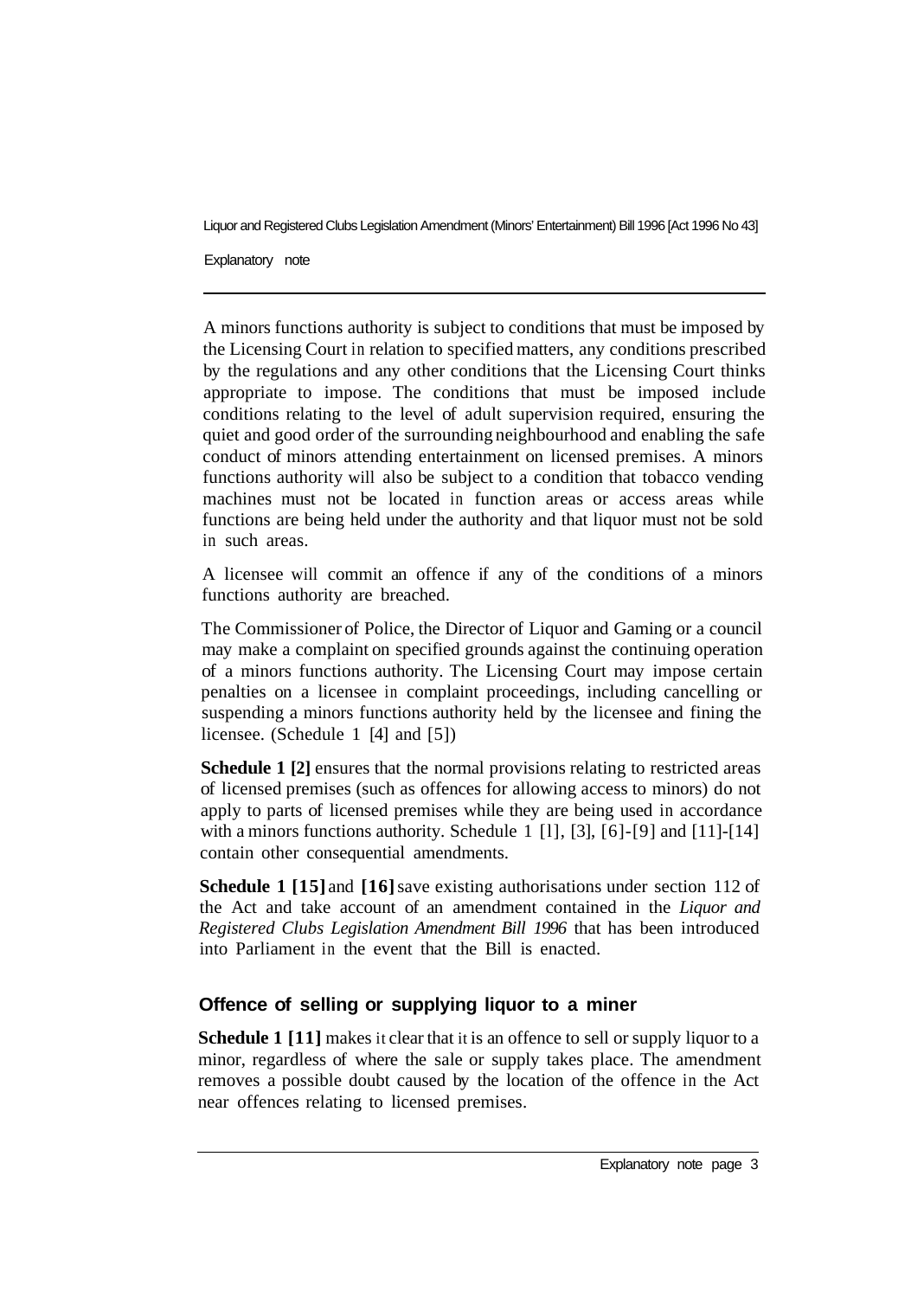A minors functions authority is subject to conditions that must be imposed by the Licensing Court in relation to specified matters, any conditions prescribed by the regulations and any other conditions that the Licensing Court thinks appropriate to impose. The conditions that must be imposed include conditions relating to the level of adult supervision required, ensuring the quiet and good order of the surrounding neighbourhood and enabling the safe conduct of minors attending entertainment on licensed premises. A minors functions authority will also be subject to a condition that tobacco vending machines must not be located in function areas or access areas while functions are being held under the authority and that liquor must not be sold in such areas.

A licensee will commit an offence if any of the conditions of a minors functions authority are breached.

The Commissioner of Police, the Director of Liquor and Gaming or a council may make a complaint on specified grounds against the continuing operation of a minors functions authority. The Licensing Court may impose certain penalties on a licensee in complaint proceedings, including cancelling or suspending a minors functions authority held by the licensee and fining the licensee. (Schedule 1 [4] and [5])

**Schedule 1 [2]** ensures that the normal provisions relating to restricted areas of licensed premises (such as offences for allowing access to minors) do not apply to parts of licensed premises while they are being used in accordance with a minors functions authority. Schedule 1 [l], [3], [6]-[9] and [11]-[14] contain other consequential amendments.

**Schedule 1 [15]** and **[16]** save existing authorisations under section 112 of the Act and take account of an amendment contained in the *Liquor and Registered Clubs Legislation Amendment Bill 1996* that has been introduced into Parliament in the event that the Bill is enacted.

### Offence of selling or supplying liquor to a miner

**Schedule 1 [11]** makes it clear that it is an offence to sell or supply liquor to a minor, regardless of where the sale or supply takes place. The amendment removes a possible doubt caused by the location of the offence in the Act near offences relating to licensed premises.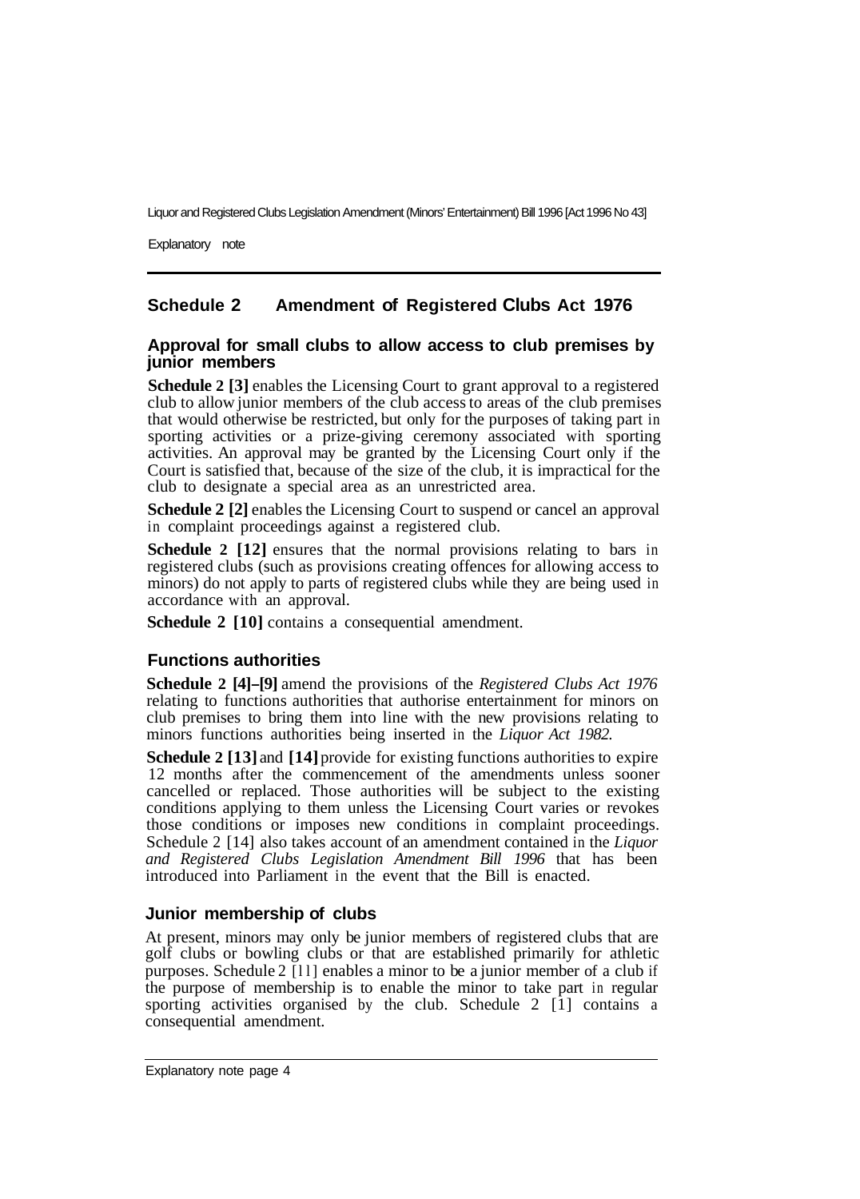## Schedule 2 Amendment of Registered Clubs Act 1976

### Approval for small clubs to allow access to club premises by junior members

**Schedule 2 [3]** enables the Licensing Court to grant approval to a registered club to allow junior members of the club access to areas of the club premises that would otherwise be restricted, but only for the purposes of taking part in sporting activities or a prize-giving ceremony associated with sporting activities. An approval may be granted by the Licensing Court only if the Court is satisfied that, because of the size of the club, it is impractical for the club to designate a special area as an unrestricted area.

**Schedule 2 [2]** enables the Licensing Court to suspend or cancel an approval in complaint proceedings against a registered club.

**Schedule 2 [12]** ensures that the normal provisions relating to bars in registered clubs (such as provisions creating offences for allowing access to minors) do not apply to parts of registered clubs while they are being used in accordance with an approval.

**Schedule 2 [10]** contains a consequential amendment.

### Functions authorities

**Schedule 2 [4]–[9]** amend the provisions of the *Registered Clubs Act 1976* relating to functions authorities that authorise entertainment for minors on club premises to bring them into line with the new provisions relating to minors functions authorities being inserted in the *Liquor Act 1982.*

**Schedule 2 [13]** and **[14]** provide for existing functions authorities to expire 12 months after the commencement of the amendments unless sooner cancelled or replaced. Those authorities will be subject to the existing conditions applying to them unless the Licensing Court varies or revokes those conditions or imposes new conditions in complaint proceedings. Schedule 2 [14] also takes account of an amendment contained in the *Liquor and Registered Clubs Legislation Amendment Bill 1996* that has been introduced into Parliament in the event that the Bill is enacted.

### Junior membership of clubs

At present, minors may only be junior members of registered clubs that are golf clubs or bowling clubs or that are established primarily for athletic purposes. Schedule 2 [11] enables a minor to be a junior member of a club if the purpose of membership is to enable the minor to take part in regular sporting activities organised by the club. Schedule 2 [1] contains a consequential amendment.